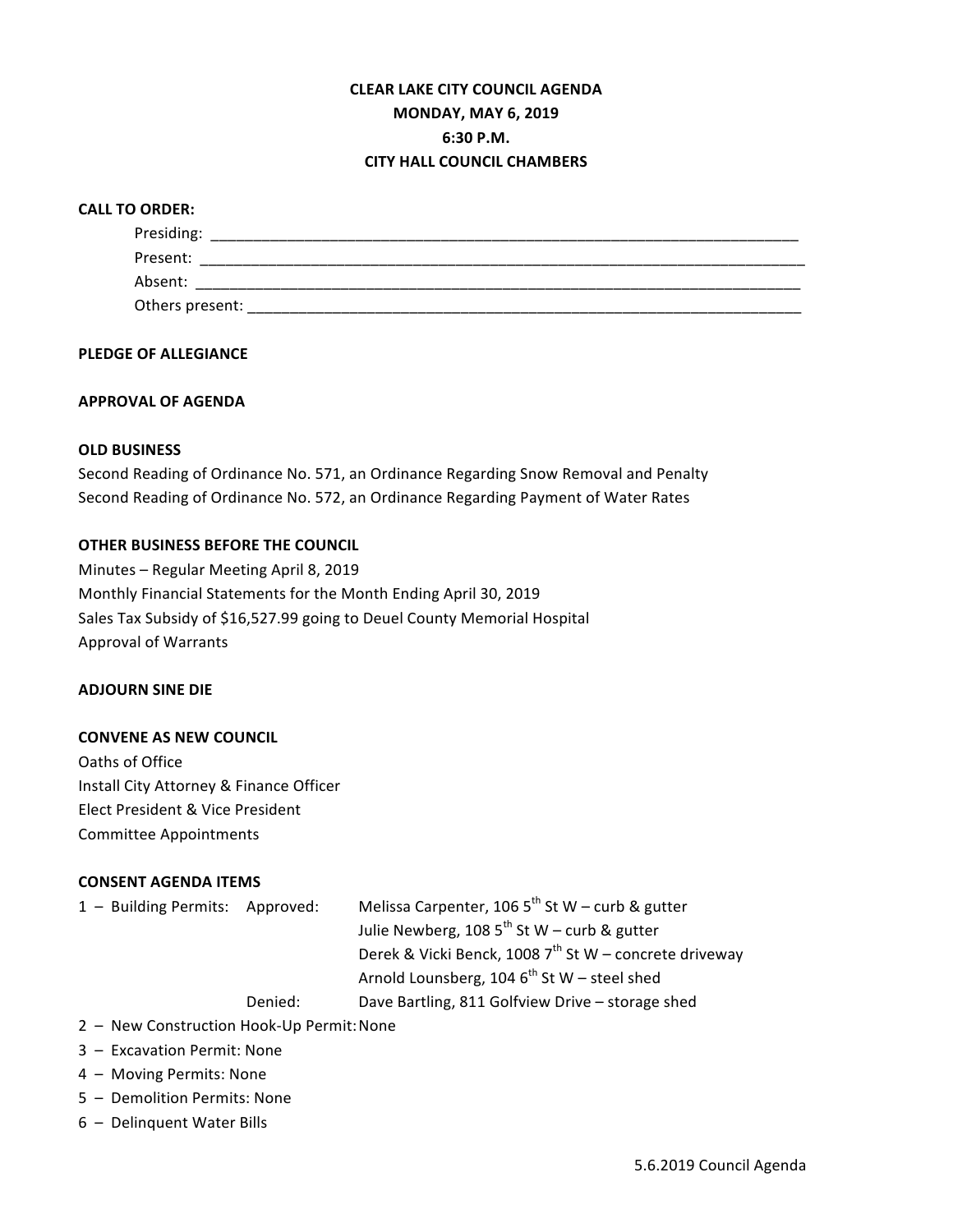**CLEAR LAKE CITY COUNCIL AGENDA**
**MONDAY, MAY 6, 2019**
**6:30 P.M.**
**CITY HALL COUNCIL CHAMBERS**

**CALL TO ORDER:**

Presiding: ___________________________________________________________________________

Present: _____________________________________________________________________________

Absent: ______________________________________________________________________________

Others present: _______________________________________________________________________

**PLEDGE OF ALLEGIANCE**

**APPROVAL OF AGENDA**

**OLD BUSINESS**

Second Reading of Ordinance No. 571, an Ordinance Regarding Snow Removal and Penalty
Second Reading of Ordinance No. 572, an Ordinance Regarding Payment of Water Rates

**OTHER BUSINESS BEFORE THE COUNCIL**

Minutes – Regular Meeting April 8, 2019
Monthly Financial Statements for the Month Ending April 30, 2019
Sales Tax Subsidy of $16,527.99 going to Deuel County Memorial Hospital
Approval of Warrants

**ADJOURN SINE DIE**

**CONVENE AS NEW COUNCIL**

Oaths of Office
Install City Attorney & Finance Officer
Elect President & Vice President
Committee Appointments

**CONSENT AGENDA ITEMS**

1 – Building Permits: Approved:
- Melissa Carpenter, 106 5th St W – curb & gutter
- Julie Newberg, 108 5th St W – curb & gutter
- Derek & Vicki Benck, 1008 7th St W – concrete driveway
- Arnold Lounsberg, 104 6th St W – steel shed

Denied:
- Dave Bartling, 811 Golfview Drive – storage shed

2 – New Construction Hook-Up Permit: None
3 – Excavation Permit: None
4 – Moving Permits: None
5 – Demolition Permits: None
6 – Delinquent Water Bills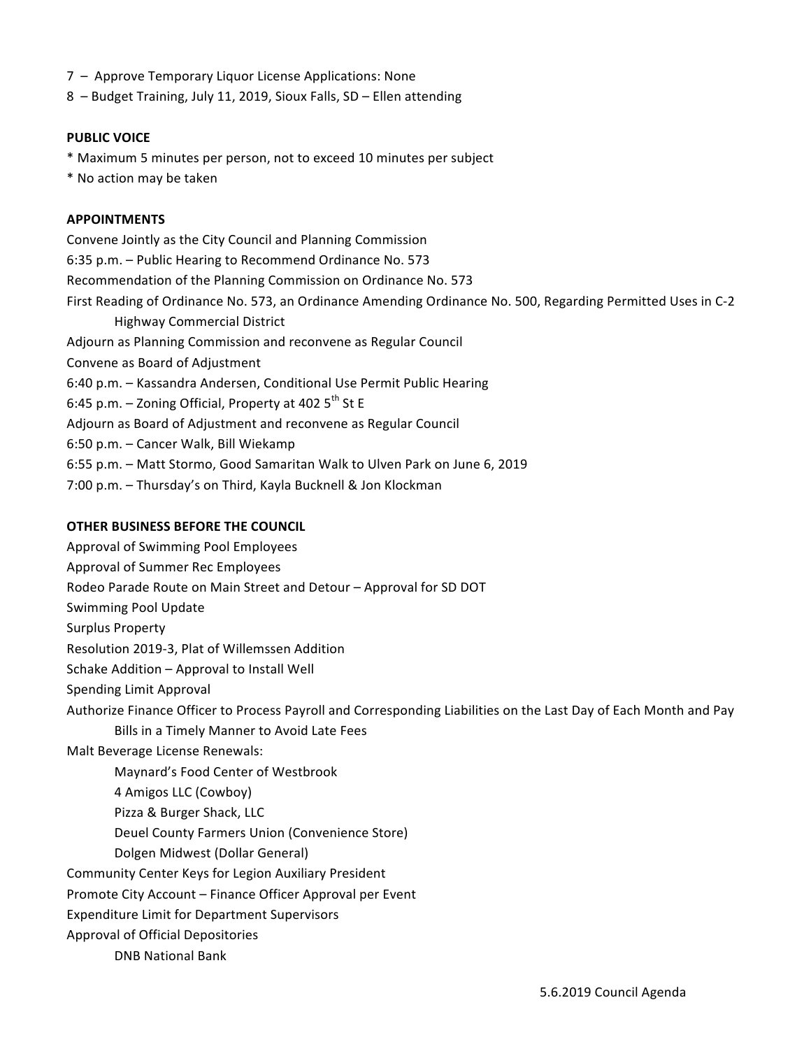7 – Approve Temporary Liquor License Applications: None
8 – Budget Training, July 11, 2019, Sioux Falls, SD – Ellen attending

**PUBLIC VOICE**

* Maximum 5 minutes per person, not to exceed 10 minutes per subject
* No action may be taken

**APPOINTMENTS**

Convene Jointly as the City Council and Planning Commission
6:35 p.m. – Public Hearing to Recommend Ordinance No. 573
Recommendation of the Planning Commission on Ordinance No. 573
First Reading of Ordinance No. 573, an Ordinance Amending Ordinance No. 500, Regarding Permitted Uses in C-2 Highway Commercial District
Adjourn as Planning Commission and reconvene as Regular Council
Convene as Board of Adjustment
6:40 p.m. – Kassandra Andersen, Conditional Use Permit Public Hearing
6:45 p.m. – Zoning Official, Property at 402 5th St E
Adjourn as Board of Adjustment and reconvene as Regular Council
6:50 p.m. – Cancer Walk, Bill Wiekamp
6:55 p.m. – Matt Stormo, Good Samaritan Walk to Ulven Park on June 6, 2019
7:00 p.m. – Thursday's on Third, Kayla Bucknell & Jon Klockman

**OTHER BUSINESS BEFORE THE COUNCIL**

Approval of Swimming Pool Employees
Approval of Summer Rec Employees
Rodeo Parade Route on Main Street and Detour – Approval for SD DOT
Swimming Pool Update
Surplus Property
Resolution 2019-3, Plat of Willemssen Addition
Schake Addition – Approval to Install Well
Spending Limit Approval
Authorize Finance Officer to Process Payroll and Corresponding Liabilities on the Last Day of Each Month and Pay Bills in a Timely Manner to Avoid Late Fees
Malt Beverage License Renewals:

- Maynard's Food Center of Westbrook
- 4 Amigos LLC (Cowboy)
- Pizza & Burger Shack, LLC
- Deuel County Farmers Union (Convenience Store)
- Dolgen Midwest (Dollar General)

Community Center Keys for Legion Auxiliary President
Promote City Account – Finance Officer Approval per Event
Expenditure Limit for Department Supervisors
Approval of Official Depositories

- DNB National Bank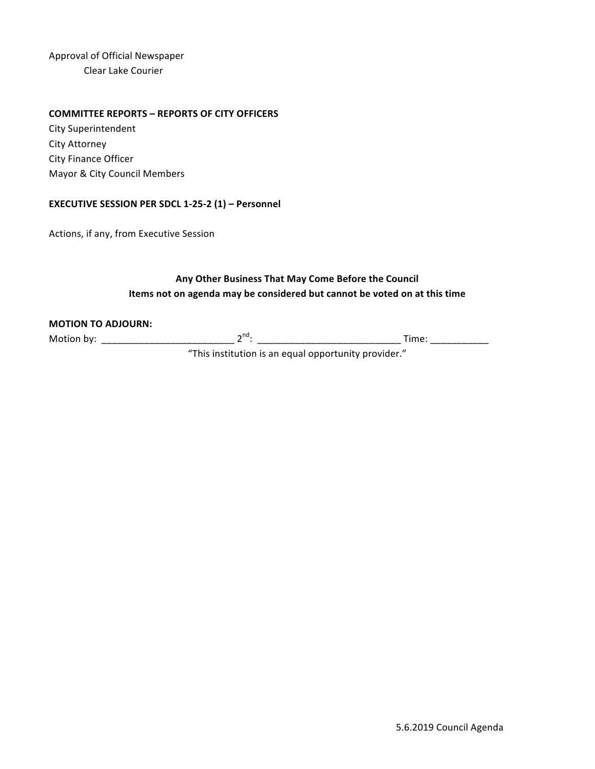Approval of Official Newspaper
    Clear Lake Courier

**COMMITTEE REPORTS – REPORTS OF CITY OFFICERS**

City Superintendent
City Attorney
City Finance Officer
Mayor & City Council Members

**EXECUTIVE SESSION PER SDCL 1-25-2 (1) – Personnel**

Actions, if any, from Executive Session

**Any Other Business That May Come Before the Council**
**Items not on agenda may be considered but cannot be voted on at this time**

**MOTION TO ADJOURN:**

Motion by: ________________________ 2nd: __________________________ Time: ___________

"This institution is an equal opportunity provider."

5.6.2019 Council Agenda